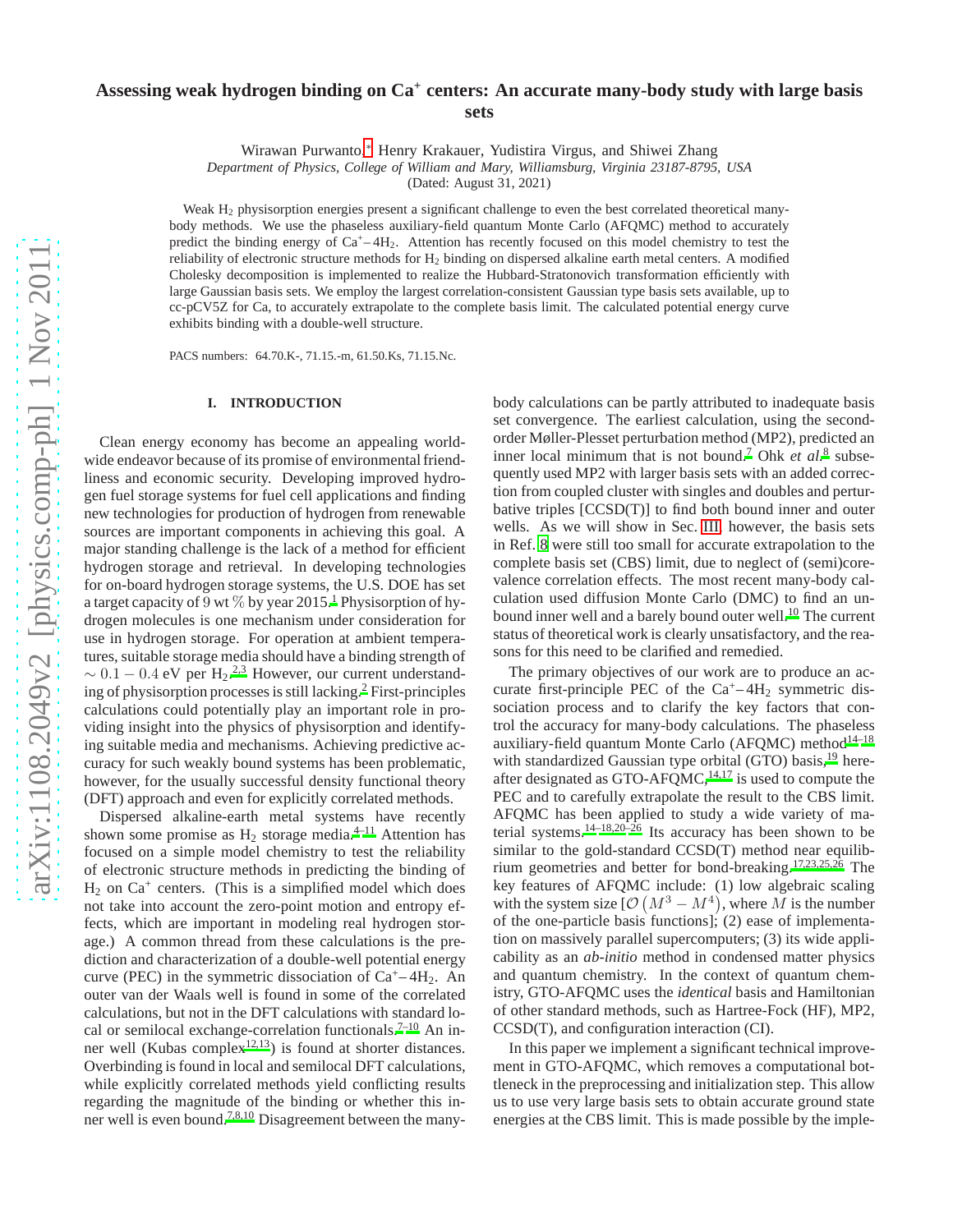# Assessing weak hydrogen binding on $Ca^{+}$ centers: An accurate many-body study with large basis sets

Wirawan Purwanto,[*] Henry Krakauer, Yudistira Virgus, and Shiwei Zhang

*Department of Physics, College of William and Mary, Williamsburg, Virginia 23187-8795, USA*

(Dated: August 31, 2021)

Weak $H_2$ physisorption energies present a significant challenge to even the best correlated theoretical many-body methods. We use the phaseless auxiliary-field quantum Monte Carlo (AFQMC) method to accurately predict the binding energy of $Ca^{+}-4H_2$. Attention has recently focused on this model chemistry to test the reliability of electronic structure methods for $H_2$ binding on dispersed alkaline earth metal centers. A modified Cholesky decomposition is implemented to realize the Hubbard-Stratonovich transformation efficiently with large Gaussian basis sets. We employ the largest correlation-consistent Gaussian type basis sets available, up to cc-pCV5Z for Ca, to accurately extrapolate to the complete basis limit. The calculated potential energy curve exhibits binding with a double-well structure.

PACS numbers: 64.70.K-, 71.15.-m, 61.50.Ks, 71.15.Nc.

## I. INTRODUCTION

Clean energy economy has become an appealing worldwide endeavor because of its promise of environmental friendliness and economic security. Developing improved hydrogen fuel storage systems for fuel cell applications and finding new technologies for production of hydrogen from renewable sources are important components in achieving this goal. A major standing challenge is the lack of a method for efficient hydrogen storage and retrieval. In developing technologies for on-board hydrogen storage systems, the U.S. DOE has set a target capacity of $9$ wt $\%$ by year 2015.[1] Physisorption of hydrogen molecules is one mechanism under consideration for use in hydrogen storage. For operation at ambient temperatures, suitable storage media should have a binding strength of $\sim 0.1 - 0.4$ eV per $H_2$.[2,3] However, our current understanding of physisorption processes is still lacking.[2] First-principles calculations could potentially play an important role in providing insight into the physics of physisorption and identifying suitable media and mechanisms. Achieving predictive accuracy for such weakly bound systems has been problematic, however, for the usually successful density functional theory (DFT) approach and even for explicitly correlated methods.

Dispersed alkaline-earth metal systems have recently shown some promise as $H_2$ storage media.[4–11] Attention has focused on a simple model chemistry to test the reliability of electronic structure methods in predicting the binding of $H_2$ on $Ca^{+}$ centers. (This is a simplified model which does not take into account the zero-point motion and entropy effects, which are important in modeling real hydrogen storage.) A common thread from these calculations is the prediction and characterization of a double-well potential energy curve (PEC) in the symmetric dissociation of $Ca^{+}-4H_2$. An outer van der Waals well is found in some of the correlated calculations, but not in the DFT calculations with standard local or semilocal exchange-correlation functionals.[7–10] An inner well (Kubas complex[12,13]) is found at shorter distances. Overbinding is found in local and semilocal DFT calculations, while explicitly correlated methods yield conflicting results regarding the magnitude of the binding or whether this inner well is even bound.[7,8,10] Disagreement between the many-body calculations can be partly attributed to inadequate basis set convergence. The earliest calculation, using the second-order Møller-Plesset perturbation method (MP2), predicted an inner local minimum that is not bound.[7] Ohk *et al.*[8] subsequently used MP2 with larger basis sets with an added correction from coupled cluster with singles and doubles and perturbative triples [CCSD(T)] to find both bound inner and outer wells. As we will show in Sec. III, however, the basis sets in Ref. 8 were still too small for accurate extrapolation to the complete basis set (CBS) limit, due to neglect of (semi)core-valence correlation effects. The most recent many-body calculation used diffusion Monte Carlo (DMC) to find an unbound inner well and a barely bound outer well.[10] The current status of theoretical work is clearly unsatisfactory, and the reasons for this need to be clarified and remedied.

The primary objectives of our work are to produce an accurate first-principle PEC of the $Ca^{+}-4H_2$ symmetric dissociation process and to clarify the key factors that control the accuracy for many-body calculations. The phaseless auxiliary-field quantum Monte Carlo (AFQMC) method[14–18] with standardized Gaussian type orbital (GTO) basis,[19] hereafter designated as GTO-AFQMC,[14,17] is used to compute the PEC and to carefully extrapolate the result to the CBS limit. AFQMC has been applied to study a wide variety of material systems.[14–18,20–26] Its accuracy has been shown to be similar to the gold-standard CCSD(T) method near equilibrium geometries and better for bond-breaking.[17,23,25,26] The key features of AFQMC include: (1) low algebraic scaling with the system size [$\mathcal{O}\left(M^3 - M^4\right)$, where $M$ is the number of the one-particle basis functions]; (2) ease of implementation on massively parallel supercomputers; (3) its wide applicability as an *ab-initio* method in condensed matter physics and quantum chemistry. In the context of quantum chemistry, GTO-AFQMC uses the *identical* basis and Hamiltonian of other standard methods, such as Hartree-Fock (HF), MP2, CCSD(T), and configuration interaction (CI).

In this paper we implement a significant technical improvement in GTO-AFQMC, which removes a computational bottleneck in the preprocessing and initialization step. This allow us to use very large basis sets to obtain accurate ground state energies at the CBS limit. This is made possible by the imple-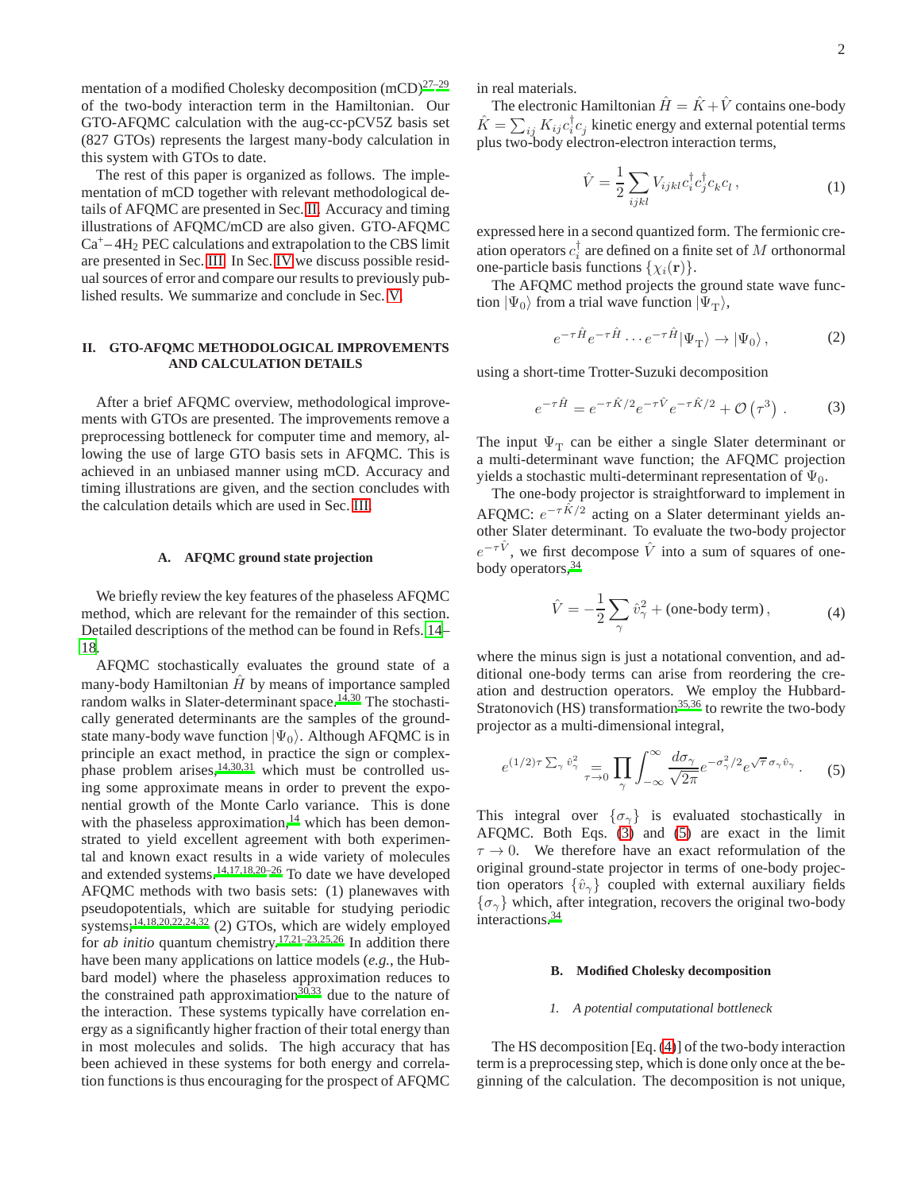mentation of a modified Cholesky decomposition (mCD)[27–29] of the two-body interaction term in the Hamiltonian. Our GTO-AFQMC calculation with the aug-cc-pCV5Z basis set (827 GTOs) represents the largest many-body calculation in this system with GTOs to date.

The rest of this paper is organized as follows. The implementation of mCD together with relevant methodological details of AFQMC are presented in Sec. II. Accuracy and timing illustrations of AFQMC/mCD are also given. GTO-AFQMC $Ca^{+}-4H_2$ PEC calculations and extrapolation to the CBS limit are presented in Sec. III. In Sec. IV we discuss possible residual sources of error and compare our results to previously published results. We summarize and conclude in Sec. V.

## II. GTO-AFQMC METHODOLOGICAL IMPROVEMENTS AND CALCULATION DETAILS

After a brief AFQMC overview, methodological improvements with GTOs are presented. The improvements remove a preprocessing bottleneck for computer time and memory, allowing the use of large GTO basis sets in AFQMC. This is achieved in an unbiased manner using mCD. Accuracy and timing illustrations are given, and the section concludes with the calculation details which are used in Sec. III.

### A. AFQMC ground state projection

We briefly review the key features of the phaseless AFQMC method, which are relevant for the remainder of this section. Detailed descriptions of the method can be found in Refs. 14–18.

AFQMC stochastically evaluates the ground state of a many-body Hamiltonian $\hat{H}$ by means of importance sampled random walks in Slater-determinant space.[14,30] The stochastically generated determinants are the samples of the ground-state many-body wave function $|\Psi_0\rangle$. Although AFQMC is in principle an exact method, in practice the sign or complex-phase problem arises,[14,30,31] which must be controlled using some approximate means in order to prevent the exponential growth of the Monte Carlo variance. This is done with the phaseless approximation,[14] which has been demonstrated to yield excellent agreement with both experimental and known exact results in a wide variety of molecules and extended systems.[14,17,18,20–26] To date we have developed AFQMC methods with two basis sets: (1) planewaves with pseudopotentials, which are suitable for studying periodic systems;[14,18,20,22,24,32] (2) GTOs, which are widely employed for *ab initio* quantum chemistry.[17,21–23,25,26] In addition there have been many applications on lattice models (*e.g.*, the Hubbard model) where the phaseless approximation reduces to the constrained path approximation[30,33] due to the nature of the interaction. These systems typically have correlation energy as a significantly higher fraction of their total energy than in most molecules and solids. The high accuracy that has been achieved in these systems for both energy and correlation functions is thus encouraging for the prospect of AFQMC in real materials.

The electronic Hamiltonian $\hat{H} = \hat{K} + \hat{V}$ contains one-body $\hat{K} = \sum_{ij} K_{ij} c_i^{\dagger} c_j$ kinetic energy and external potential terms plus two-body electron-electron interaction terms,

$$\hat{V} = \frac{1}{2} \sum_{ijkl} V_{ijkl} c_i^{\dagger} c_j^{\dagger} c_k c_l \,, \tag{1}$$

expressed here in a second quantized form. The fermionic creation operators $c_i^{\dagger}$ are defined on a finite set of $M$ orthonormal one-particle basis functions $\{\chi_i(\mathbf{r})\}$.

The AFQMC method projects the ground state wave function $|\Psi_0\rangle$ from a trial wave function $|\Psi_{\rm T}\rangle$,

$$e^{-\tau\hat{H}} e^{-\tau\hat{H}} \cdots e^{-\tau\hat{H}} |\Psi_{\rm T}\rangle \rightarrow |\Psi_0\rangle \,, \tag{2}$$

using a short-time Trotter-Suzuki decomposition

$$e^{-\tau\hat{H}} = e^{-\tau\hat{K}/2} e^{-\tau\hat{V}} e^{-\tau\hat{K}/2} + \mathcal{O}\left(\tau^3\right) \,. \tag{3}$$

The input $\Psi_{\rm T}$ can be either a single Slater determinant or a multi-determinant wave function; the AFQMC projection yields a stochastic multi-determinant representation of $\Psi_0$.

The one-body projector is straightforward to implement in AFQMC: $e^{-\tau\hat{K}/2}$ acting on a Slater determinant yields another Slater determinant. To evaluate the two-body projector $e^{-\tau\hat{V}}$, we first decompose $\hat{V}$ into a sum of squares of one-body operators,[34]

$$\hat{V} = -\frac{1}{2} \sum_{\gamma} \hat{v}_{\gamma}^2 + (\text{one-body term}) \,, \tag{4}$$

where the minus sign is just a notational convention, and additional one-body terms can arise from reordering the creation and destruction operators. We employ the Hubbard-Stratonovich (HS) transformation[35,36] to rewrite the two-body projector as a multi-dimensional integral,

$$e^{(1/2)\tau \sum_{\gamma} \hat{v}_{\gamma}^2} \underset{\tau\rightarrow 0}{=} \prod_{\gamma} \int_{-\infty}^{\infty} \frac{d\sigma_{\gamma}}{\sqrt{2\pi}} e^{-\sigma_{\gamma}^2/2} e^{\sqrt{\tau}\,\sigma_{\gamma}\hat{v}_{\gamma}} \,. \tag{5}$$

This integral over $\{\sigma_{\gamma}\}$ is evaluated stochastically in AFQMC. Both Eqs. (3) and (5) are exact in the limit $\tau \rightarrow 0$. We therefore have an exact reformulation of the original ground-state projector in terms of one-body projection operators $\{\hat{v}_{\gamma}\}$ coupled with external auxiliary fields $\{\sigma_{\gamma}\}$ which, after integration, recovers the original two-body interactions.[34]

### B. Modified Cholesky decomposition

#### 1. A potential computational bottleneck

The HS decomposition [Eq. (4)] of the two-body interaction term is a preprocessing step, which is done only once at the beginning of the calculation. The decomposition is not unique,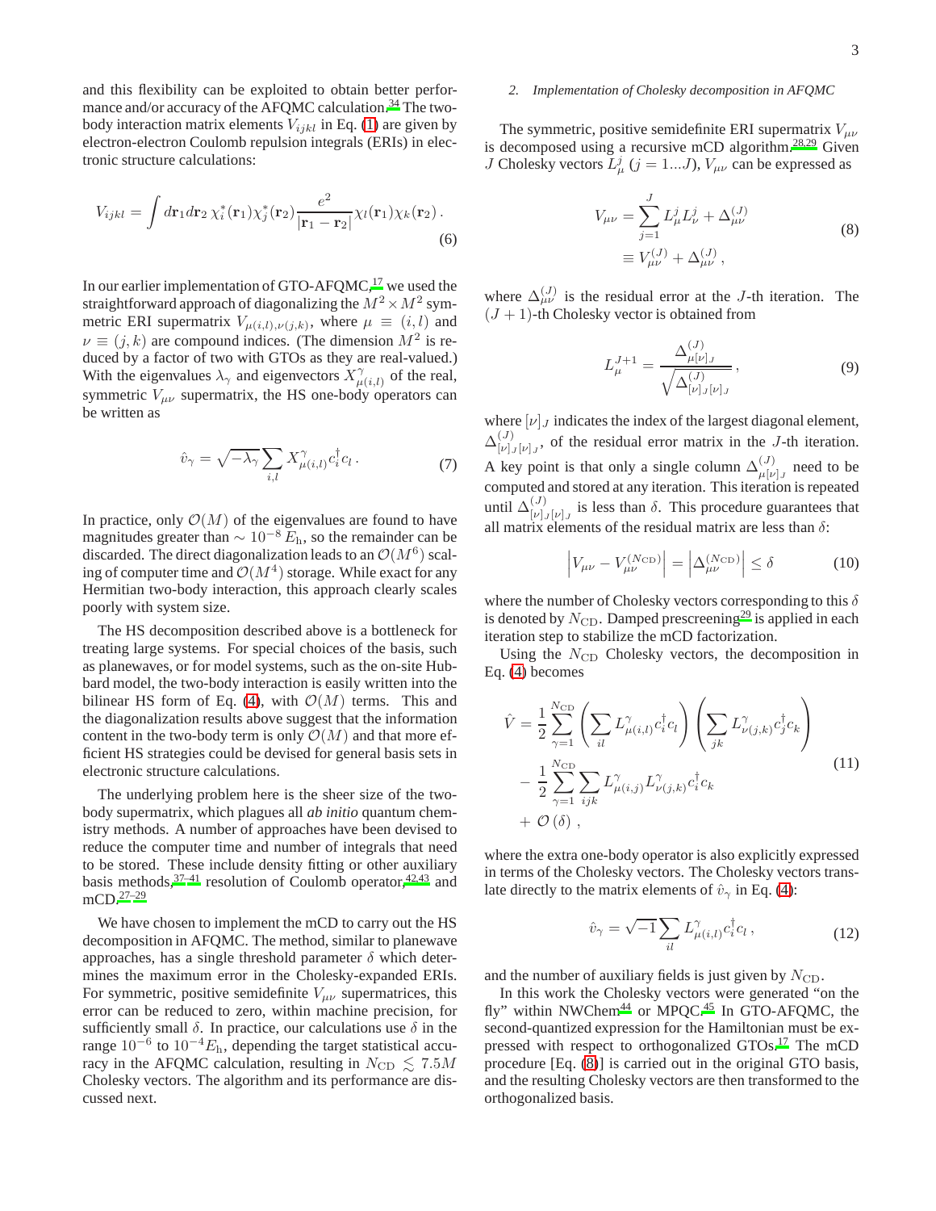and this flexibility can be exploited to obtain better performance and/or accuracy of the AFQMC calculation.[34] The two-body interaction matrix elements $V_{ijkl}$ in Eq. (1) are given by electron-electron Coulomb repulsion integrals (ERIs) in electronic structure calculations:

$$V_{ijkl} = \int d\mathbf{r}_1 d\mathbf{r}_2 \, \chi_i^*(\mathbf{r}_1)\chi_j^*(\mathbf{r}_2)\frac{e^2}{|\mathbf{r}_1 - \mathbf{r}_2|}\chi_l(\mathbf{r}_1)\chi_k(\mathbf{r}_2)\,. \tag{6}$$

In our earlier implementation of GTO-AFQMC,[17] we used the straightforward approach of diagonalizing the $M^2 \times M^2$ symmetric ERI supermatrix $V_{\mu(i,l),\nu(j,k)}$, where $\mu \equiv (i,l)$ and $\nu \equiv (j,k)$ are compound indices. (The dimension $M^2$ is reduced by a factor of two with GTOs as they are real-valued.) With the eigenvalues $\lambda_\gamma$ and eigenvectors $X^\gamma_{\mu(i,l)}$ of the real, symmetric $V_{\mu\nu}$ supermatrix, the HS one-body operators can be written as

$$\hat{v}_\gamma = \sqrt{-\lambda_\gamma}\sum_{i,l} X^\gamma_{\mu(i,l)} c_i^\dagger c_l\,. \tag{7}$$

In practice, only $\mathcal{O}(M)$ of the eigenvalues are found to have magnitudes greater than $\sim 10^{-8}\,E_{\rm h}$, so the remainder can be discarded. The direct diagonalization leads to an $\mathcal{O}(M^6)$ scaling of computer time and $\mathcal{O}(M^4)$ storage. While exact for any Hermitian two-body interaction, this approach clearly scales poorly with system size.

The HS decomposition described above is a bottleneck for treating large systems. For special choices of the basis, such as planewaves, or for model systems, such as the on-site Hubbard model, the two-body interaction is easily written into the bilinear HS form of Eq. (4), with $\mathcal{O}(M)$ terms. This and the diagonalization results above suggest that the information content in the two-body term is only $\mathcal{O}(M)$ and that more efficient HS strategies could be devised for general basis sets in electronic structure calculations.

The underlying problem here is the sheer size of the two-body supermatrix, which plagues all *ab initio* quantum chemistry methods. A number of approaches have been devised to reduce the computer time and number of integrals that need to be stored. These include density fitting or other auxiliary basis methods,[37–41] resolution of Coulomb operator,[42,43] and mCD.[27–29]

We have chosen to implement the mCD to carry out the HS decomposition in AFQMC. The method, similar to planewave approaches, has a single threshold parameter $\delta$ which determines the maximum error in the Cholesky-expanded ERIs. For symmetric, positive semidefinite $V_{\mu\nu}$ supermatrices, this error can be reduced to zero, within machine precision, for sufficiently small $\delta$. In practice, our calculations use $\delta$ in the range $10^{-6}$ to $10^{-4}E_{\rm h}$, depending the target statistical accuracy in the AFQMC calculation, resulting in $N_{\rm CD} \lesssim 7.5M$ Cholesky vectors. The algorithm and its performance are discussed next.

### 2. Implementation of Cholesky decomposition in AFQMC

The symmetric, positive semidefinite ERI supermatrix $V_{\mu\nu}$ is decomposed using a recursive mCD algorithm.[28,29] Given $J$ Cholesky vectors $L^j_\mu$ ($j = 1 \ldots J$), $V_{\mu\nu}$ can be expressed as

$$\begin{aligned} V_{\mu\nu} &= \sum_{j=1}^{J} L^j_\mu L^j_\nu + \Delta^{(J)}_{\mu\nu} \\ &\equiv V^{(J)}_{\mu\nu} + \Delta^{(J)}_{\mu\nu}\,, \end{aligned} \tag{8}$$

where $\Delta^{(J)}_{\mu\nu}$ is the residual error at the $J$-th iteration. The $(J+1)$-th Cholesky vector is obtained from

$$L^{J+1}_\mu = \frac{\Delta^{(J)}_{\mu[\nu]_J}}{\sqrt{\Delta^{(J)}_{[\nu]_J[\nu]_J}}}\,, \tag{9}$$

where $[\nu]_J$ indicates the index of the largest diagonal element, $\Delta^{(J)}_{[\nu]_J[\nu]_J}$, of the residual error matrix in the $J$-th iteration. A key point is that only a single column $\Delta^{(J)}_{\mu[\nu]_J}$ need to be computed and stored at any iteration. This iteration is repeated until $\Delta^{(J)}_{[\nu]_J[\nu]_J}$ is less than $\delta$. This procedure guarantees that all matrix elements of the residual matrix are less than $\delta$:

$$\left|V_{\mu\nu} - V^{(N_{\rm CD})}_{\mu\nu}\right| = \left|\Delta^{(N_{\rm CD})}_{\mu\nu}\right| \leq \delta \tag{10}$$

where the number of Cholesky vectors corresponding to this $\delta$ is denoted by $N_{\rm CD}$. Damped prescreening[29] is applied in each iteration step to stabilize the mCD factorization.

Using the $N_{\rm CD}$ Cholesky vectors, the decomposition in Eq. (4) becomes

$$\begin{aligned} \hat{V} &= \frac{1}{2}\sum_{\gamma=1}^{N_{\rm CD}}\left(\sum_{il} L^\gamma_{\mu(i,l)} c_i^\dagger c_l\right)\left(\sum_{jk} L^\gamma_{\nu(j,k)} c_j^\dagger c_k\right) \\ &\quad - \frac{1}{2}\sum_{\gamma=1}^{N_{\rm CD}}\sum_{ijk} L^\gamma_{\mu(i,j)} L^\gamma_{\nu(j,k)} c_i^\dagger c_k \\ &\quad + \mathcal{O}(\delta)\,, \end{aligned} \tag{11}$$

where the extra one-body operator is also explicitly expressed in terms of the Cholesky vectors. The Cholesky vectors translate directly to the matrix elements of $\hat{v}_\gamma$ in Eq. (4):

$$\hat{v}_\gamma = \sqrt{-1}\sum_{il} L^\gamma_{\mu(i,l)} c_i^\dagger c_l\,, \tag{12}$$

and the number of auxiliary fields is just given by $N_{\rm CD}$.

In this work the Cholesky vectors were generated "on the fly" within NWChem[44] or MPQC.[45] In GTO-AFQMC, the second-quantized expression for the Hamiltonian must be expressed with respect to orthogonalized GTOs.[17] The mCD procedure [Eq. (8)] is carried out in the original GTO basis, and the resulting Cholesky vectors are then transformed to the orthogonalized basis.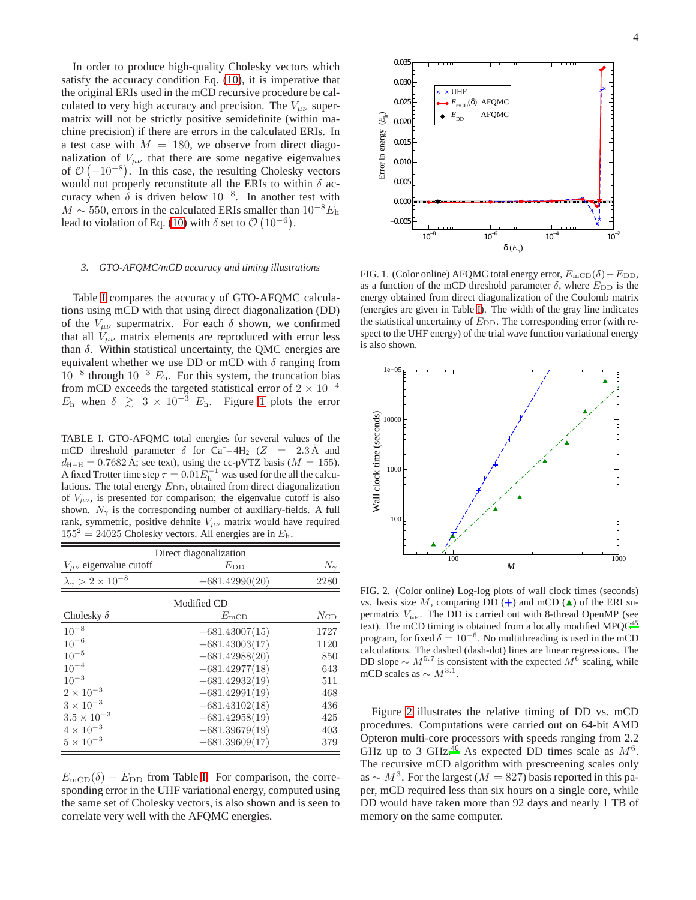In order to produce high-quality Cholesky vectors which satisfy the accuracy condition Eq. (10), it is imperative that the original ERIs used in the mCD recursive procedure be calculated to very high accuracy and precision. The $V_{\mu\nu}$ supermatrix will not be strictly positive semidefinite (within machine precision) if there are errors in the calculated ERIs. In a test case with $M = 180$, we observe from direct diagonalization of $V_{\mu\nu}$ that there are some negative eigenvalues of $\mathcal{O}\left(-10^{-8}\right)$. In this case, the resulting Cholesky vectors would not properly reconstitute all the ERIs to within $\delta$ accuracy when $\delta$ is driven below $10^{-8}$. In another test with $M \sim 550$, errors in the calculated ERIs smaller than $10^{-8} E_{\rm h}$ lead to violation of Eq. (10) with $\delta$ set to $\mathcal{O}\left(10^{-6}\right)$.

### 3. GTO-AFQMC/mCD accuracy and timing illustrations

Table I compares the accuracy of GTO-AFQMC calculations using mCD with that using direct diagonalization (DD) of the $V_{\mu\nu}$ supermatrix. For each $\delta$ shown, we confirmed that all $V_{\mu\nu}$ matrix elements are reproduced with error less than $\delta$. Within statistical uncertainty, the QMC energies are equivalent whether we use DD or mCD with $\delta$ ranging from $10^{-8}$ through $10^{-3}$ $E_{\rm h}$. For this system, the truncation bias from mCD exceeds the targeted statistical error of $2 \times 10^{-4}$ $E_{\rm h}$ when $\delta \gtrsim 3 \times 10^{-3}$ $E_{\rm h}$. Figure 1 plots the error $E_{\rm mCD}(\delta) - E_{\rm DD}$ from Table I. For comparison, the corresponding error in the UHF variational energy, computed using the same set of Cholesky vectors, is also shown and is seen to correlate very well with the AFQMC energies.

TABLE I. GTO-AFQMC total energies for several values of the mCD threshold parameter $\delta$ for $Ca^{+}$–$4H_2$ ($Z = 2.3$ Å and $d_{\rm H-H} = 0.7682$ Å; see text), using the cc-pVTZ basis ($M = 155$). A fixed Trotter time step $\tau = 0.01 E_{\rm h}^{-1}$ was used for the all the calculations. The total energy $E_{\rm DD}$, obtained from direct diagonalization of $V_{\mu\nu}$, is presented for comparison; the eigenvalue cutoff is also shown. $N_\gamma$ is the corresponding number of auxiliary-fields. A full rank, symmetric, positive definite $V_{\mu\nu}$ matrix would have required $155^2 = 24025$ Cholesky vectors. All energies are in $E_{\rm h}$.

| Direct diagonalization | | |
|---|---|---|
| $V_{\mu\nu}$ eigenvalue cutoff | $E_{\rm DD}$ | $N_\gamma$ |
| $\lambda_\gamma > 2 \times 10^{-8}$ | $-681.42990(20)$ | 2280 |
| **Modified CD** | | |
| Cholesky $\delta$ | $E_{\rm mCD}$ | $N_{\rm CD}$ |
| $10^{-8}$ | $-681.43007(15)$ | 1727 |
| $10^{-6}$ | $-681.43003(17)$ | 1120 |
| $10^{-5}$ | $-681.42988(20)$ | 850 |
| $10^{-4}$ | $-681.42977(18)$ | 643 |
| $10^{-3}$ | $-681.42932(19)$ | 511 |
| $2 \times 10^{-3}$ | $-681.42991(19)$ | 468 |
| $3 \times 10^{-3}$ | $-681.43102(18)$ | 436 |
| $3.5 \times 10^{-3}$ | $-681.42958(19)$ | 425 |
| $4 \times 10^{-3}$ | $-681.39679(19)$ | 403 |
| $5 \times 10^{-3}$ | $-681.39609(17)$ | 379 |

FIG. 1. (Color online) AFQMC total energy error, $E_{\rm mCD}(\delta) - E_{\rm DD}$, as a function of the mCD threshold parameter $\delta$, where $E_{\rm DD}$ is the energy obtained from direct diagonalization of the Coulomb matrix (energies are given in Table I). The width of the gray line indicates the statistical uncertainty of $E_{\rm DD}$. The corresponding error (with respect to the UHF energy) of the trial wave function variational energy is also shown.

FIG. 2. (Color online) Log-log plots of wall clock times (seconds) vs. basis size $M$, comparing DD (+) and mCD (▲) of the ERI supermatrix $V_{\mu\nu}$. The DD is carried out with 8-thread OpenMP (see text). The mCD timing is obtained from a locally modified MPQC[45] program, for fixed $\delta = 10^{-6}$. No multithreading is used in the mCD calculations. The dashed (dash-dot) lines are linear regressions. The DD slope $\sim M^{5.7}$ is consistent with the expected $M^6$ scaling, while mCD scales as $\sim M^{3.1}$.

Figure 2 illustrates the relative timing of DD vs. mCD procedures. Computations were carried out on 64-bit AMD Opteron multi-core processors with speeds ranging from 2.2 GHz up to 3 GHz.[46] As expected DD times scale as $M^6$. The recursive mCD algorithm with prescreening scales only as $\sim M^3$. For the largest ($M = 827$) basis reported in this paper, mCD required less than six hours on a single core, while DD would have taken more than 92 days and nearly 1 TB of memory on the same computer.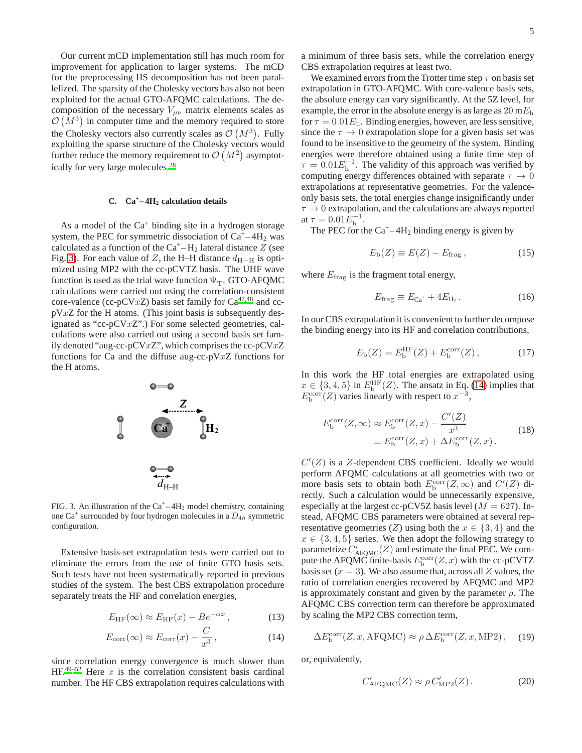Our current mCD implementation still has much room for improvement for application to larger systems. The mCD for the preprocessing HS decomposition has not been parallelized. The sparsity of the Cholesky vectors has also not been exploited for the actual GTO-AFQMC calculations. The decomposition of the necessary $V_{\mu\nu}$ matrix elements scales as $\mathcal{O}\left(M^3\right)$ in computer time and the memory required to store the Cholesky vectors also currently scales as $\mathcal{O}\left(M^3\right)$. Fully exploiting the sparse structure of the Cholesky vectors would further reduce the memory requirement to $\mathcal{O}\left(M^2\right)$ asymptotically for very large molecules.[28]

### C. $Ca^+$–$4H_2$ calculation details

As a model of the $Ca^+$ binding site in a hydrogen storage system, the PEC for symmetric dissociation of $Ca^+$–$4H_2$ was calculated as a function of the $Ca^+$–$H_2$ lateral distance $Z$ (see Fig. 3). For each value of $Z$, the H–H distance $d_{\mathrm{H-H}}$ is optimized using MP2 with the cc-pCVTZ basis. The UHF wave function is used as the trial wave function $\Psi_{\mathrm{T}}$. GTO-AFQMC calculations were carried out using the correlation-consistent core-valence (cc-pCV$x$Z) basis set family for Ca[47,48] and cc-pV$x$Z for the H atoms. (This joint basis is subsequently designated as "cc-pCV$x$Z".) For some selected geometries, calculations were also carried out using a second basis set family denoted "aug-cc-pCV$x$Z", which comprises the cc-pCV$x$Z functions for Ca and the diffuse aug-cc-pV$x$Z functions for the H atoms.

FIG. 3. An illustration of the $Ca^+$–$4H_2$ model chemistry, containing one $Ca^+$ surrounded by four hydrogen molecules in a $D_{4h}$ symmetric configuration.

Extensive basis-set extrapolation tests were carried out to eliminate the errors from the use of finite GTO basis sets. Such tests have not been systematically reported in previous studies of the system. The best CBS extrapolation procedure separately treats the HF and correlation energies,

$$E_{\mathrm{HF}}(\infty) \approx E_{\mathrm{HF}}(x) - Be^{-\alpha x}\,, \tag{13}$$

$$E_{\mathrm{corr}}(\infty) \approx E_{\mathrm{corr}}(x) - \frac{C}{x^3}\,, \tag{14}$$

since correlation energy convergence is much slower than HF.[49–52] Here $x$ is the correlation consistent basis cardinal number. The HF CBS extrapolation requires calculations with a minimum of three basis sets, while the correlation energy CBS extrapolation requires at least two.

We examined errors from the Trotter time step $\tau$ on basis set extrapolation in GTO-AFQMC. With core-valence basis sets, the absolute energy can vary significantly. At the 5Z level, for example, the error in the absolute energy is as large as $20\,\mathrm{m}E_{\mathrm{h}}$ for $\tau = 0.01E_{\mathrm{h}}$. Binding energies, however, are less sensitive, since the $\tau \to 0$ extrapolation slope for a given basis set was found to be insensitive to the geometry of the system. Binding energies were therefore obtained using a finite time step of $\tau = 0.01E_{\mathrm{h}}^{-1}$. The validity of this approach was verified by computing energy differences obtained with separate $\tau \to 0$ extrapolations at representative geometries. For the valence-only basis sets, the total energies change insignificantly under $\tau \to 0$ extrapolation, and the calculations are always reported at $\tau = 0.01E_{\mathrm{h}}^{-1}$.

The PEC for the $Ca^+$–$4H_2$ binding energy is given by

$$E_{\mathrm{b}}(Z) \equiv E(Z) - E_{\mathrm{frag}}\,, \tag{15}$$

where $E_{\mathrm{frag}}$ is the fragment total energy,

$$E_{\mathrm{frag}} \equiv E_{\mathrm{Ca^+}} + 4E_{\mathrm{H_2}}\,. \tag{16}$$

In our CBS extrapolation it is convenient to further decompose the binding energy into its HF and correlation contributions,

$$E_{\mathrm{b}}(Z) = E_{\mathrm{b}}^{\mathrm{HF}}(Z) + E_{\mathrm{b}}^{\mathrm{corr}}(Z)\,, \tag{17}$$

In this work the HF total energies are extrapolated using $x \in \{3,4,5\}$ in $E_{\mathrm{b}}^{\mathrm{HF}}(Z)$. The ansatz in Eq. (14) implies that $E_{\mathrm{b}}^{\mathrm{corr}}(Z)$ varies linearly with respect to $x^{-3}$,

$$\begin{aligned} E_{\mathrm{b}}^{\mathrm{corr}}(Z,\infty) &\approx E_{\mathrm{b}}^{\mathrm{corr}}(Z,x) - \frac{C'(Z)}{x^3} \\ &\equiv E_{\mathrm{b}}^{\mathrm{corr}}(Z,x) + \Delta E_{\mathrm{b}}^{\mathrm{corr}}(Z,x)\,. \end{aligned} \tag{18}$$

$C'(Z)$ is a $Z$-dependent CBS coefficient. Ideally we would perform AFQMC calculations at all geometries with two or more basis sets to obtain both $E_{\mathrm{b}}^{\mathrm{corr}}(Z,\infty)$ and $C'(Z)$ directly. Such a calculation would be unnecessarily expensive, especially at the largest cc-pCV5Z basis level ($M = 627$). Instead, AFQMC CBS parameters were obtained at several representative geometries ($Z$) using both the $x \in \{3,4\}$ and the $x \in \{3,4,5\}$ series. We then adopt the following strategy to parametrize $C'_{\mathrm{AFQMC}}(Z)$ and estimate the final PEC. We compute the AFQMC finite-basis $E_{\mathrm{b}}^{\mathrm{corr}}(Z,x)$ with the cc-pCVTZ basis set ($x = 3$). We also assume that, across all $Z$ values, the ratio of correlation energies recovered by AFQMC and MP2 is approximately constant and given by the parameter $\rho$. The AFQMC CBS correction term can therefore be approximated by scaling the MP2 CBS correction term,

$$\Delta E_{\mathrm{b}}^{\mathrm{corr}}(Z,x,\mathrm{AFQMC}) \approx \rho\,\Delta E_{\mathrm{b}}^{\mathrm{corr}}(Z,x,\mathrm{MP2})\,, \tag{19}$$

or, equivalently,

$$C'_{\mathrm{AFQMC}}(Z) \approx \rho\, C'_{\mathrm{MP2}}(Z)\,. \tag{20}$$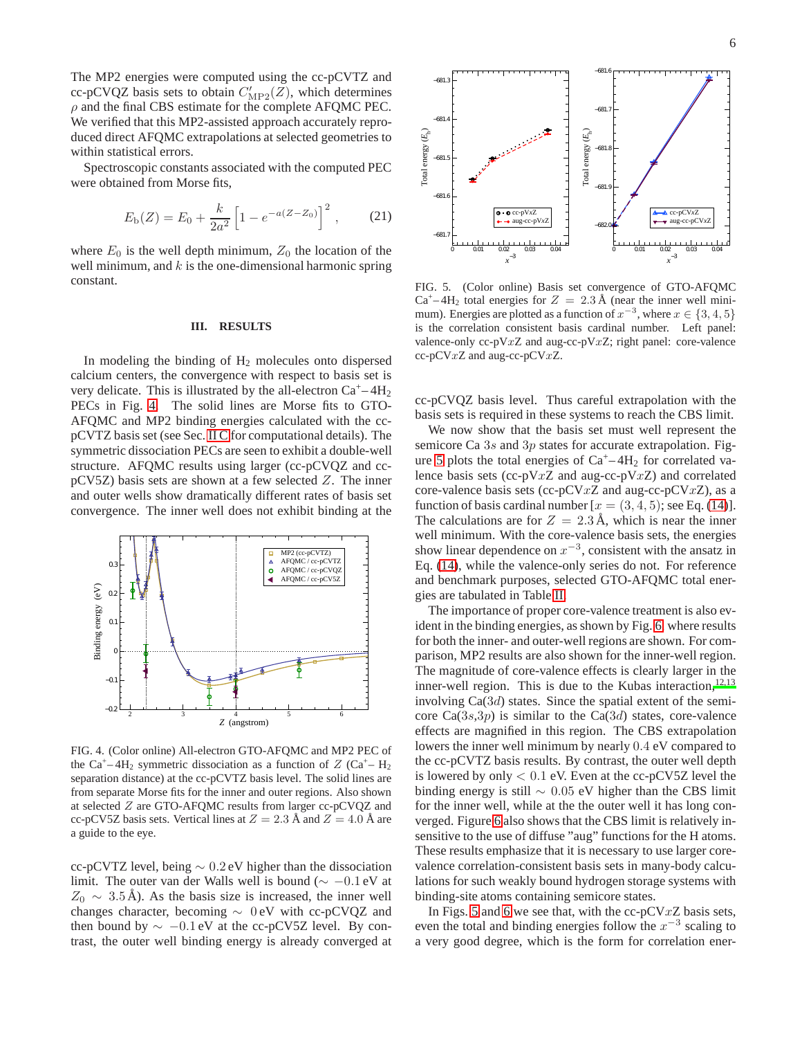The MP2 energies were computed using the cc-pCVTZ and cc-pCVQZ basis sets to obtain $C'_{\rm MP2}(Z)$, which determines $\rho$ and the final CBS estimate for the complete AFQMC PEC. We verified that this MP2-assisted approach accurately reproduced direct AFQMC extrapolations at selected geometries to within statistical errors.

Spectroscopic constants associated with the computed PEC were obtained from Morse fits,

$$E_{\rm b}(Z) = E_0 + \frac{k}{2a^2}\left[1 - e^{-a(Z-Z_0)}\right]^2 , \qquad (21)$$

where $E_0$ is the well depth minimum, $Z_0$ the location of the well minimum, and $k$ is the one-dimensional harmonic spring constant.

## III. RESULTS

In modeling the binding of $H_2$ molecules onto dispersed calcium centers, the convergence with respect to basis set is very delicate. This is illustrated by the all-electron $Ca^+–4H_2$ PECs in Fig. 4. The solid lines are Morse fits to GTO-AFQMC and MP2 binding energies calculated with the cc-pCVTZ basis set (see Sec. II C for computational details). The symmetric dissociation PECs are seen to exhibit a double-well structure. AFQMC results using larger (cc-pCVQZ and cc-pCV5Z) basis sets are shown at a few selected $Z$. The inner and outer wells show dramatically different rates of basis set convergence. The inner well does not exhibit binding at the cc-pCVTZ level, being $\sim 0.2$ eV higher than the dissociation limit. The outer van der Walls well is bound ($\sim -0.1$ eV at $Z_0 \sim 3.5$ Å). As the basis size is increased, the inner well changes character, becoming $\sim 0$ eV with cc-pCVQZ and then bound by $\sim -0.1$ eV at the cc-pCV5Z level. By contrast, the outer well binding energy is already converged at the cc-pCVQZ basis level. Thus careful extrapolation with the basis sets is required in these systems to reach the CBS limit.

FIG. 4. (Color online) All-electron GTO-AFQMC and MP2 PEC of the $Ca^+–4H_2$ symmetric dissociation as a function of $Z$ ($Ca^+– H_2$ separation distance) at the cc-pCVTZ basis level. The solid lines are from separate Morse fits for the inner and outer regions. Also shown at selected $Z$ are GTO-AFQMC results from larger cc-pCVQZ and cc-pCV5Z basis sets. Vertical lines at $Z = 2.3$ Å and $Z = 4.0$ Å are a guide to the eye.

FIG. 5. (Color online) Basis set convergence of GTO-AFQMC $Ca^+–4H_2$ total energies for $Z = 2.3$ Å (near the inner well minimum). Energies are plotted as a function of $x^{-3}$, where $x \in \{3, 4, 5\}$ is the correlation consistent basis cardinal number. Left panel: valence-only cc-pV$x$Z and aug-cc-pV$x$Z; right panel: core-valence cc-pCV$x$Z and aug-cc-pCV$x$Z.

We now show that the basis set must well represent the semicore Ca $3s$ and $3p$ states for accurate extrapolation. Figure 5 plots the total energies of $Ca^+–4H_2$ for correlated valence basis sets (cc-pV$x$Z and aug-cc-pV$x$Z) and correlated core-valence basis sets (cc-pCV$x$Z and aug-cc-pCV$x$Z), as a function of basis cardinal number [$x = (3, 4, 5)$; see Eq. (14)]. The calculations are for $Z = 2.3$ Å, which is near the inner well minimum. With the core-valence basis sets, the energies show linear dependence on $x^{-3}$, consistent with the ansatz in Eq. (14), while the valence-only series do not. For reference and benchmark purposes, selected GTO-AFQMC total energies are tabulated in Table II.

The importance of proper core-valence treatment is also evident in the binding energies, as shown by Fig. 6, where results for both the inner- and outer-well regions are shown. For comparison, MP2 results are also shown for the inner-well region. The magnitude of core-valence effects is clearly larger in the inner-well region. This is due to the Kubas interaction,[12,13] involving Ca($3d$) states. Since the spatial extent of the semi-core Ca($3s$,$3p$) is similar to the Ca($3d$) states, core-valence effects are magnified in this region. The CBS extrapolation lowers the inner well minimum by nearly $0.4$ eV compared to the cc-pCVTZ basis results. By contrast, the outer well depth is lowered by only $< 0.1$ eV. Even at the cc-pCV5Z level the binding energy is still $\sim 0.05$ eV higher than the CBS limit for the inner well, while at the the outer well it has long converged. Figure 6 also shows that the CBS limit is relatively insensitive to the use of diffuse "aug" functions for the H atoms. These results emphasize that it is necessary to use larger core-valence correlation-consistent basis sets in many-body calculations for such weakly bound hydrogen storage systems with binding-site atoms containing semicore states.

In Figs. 5 and 6 we see that, with the cc-pCV$x$Z basis sets, even the total and binding energies follow the $x^{-3}$ scaling to a very good degree, which is the form for correlation ener-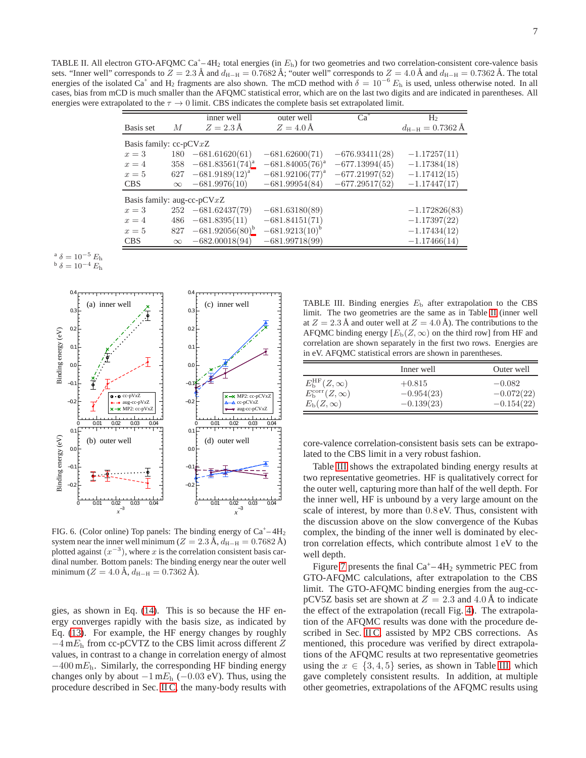TABLE II. All electron GTO-AFQMC $Ca^{+}–4H_2$ total energies (in $E_h$) for two geometries and two correlation-consistent core-valence basis sets. "Inner well" corresponds to $Z = 2.3$ Å and $d_{H-H} = 0.7682$ Å; "outer well" corresponds to $Z = 4.0$ Å and $d_{H-H} = 0.7362$ Å. The total energies of the isolated $Ca^{+}$ and $H_2$ fragments are also shown. The mCD method with $\delta = 10^{-6}\,E_h$ is used, unless otherwise noted. In all cases, bias from mCD is much smaller than the AFQMC statistical error, which are on the last two digits and are indicated in parentheses. All energies were extrapolated to the $\tau \to 0$ limit. CBS indicates the complete basis set extrapolated limit.

| Basis set | $M$ | inner well $Z = 2.3$ Å | outer well $Z = 4.0$ Å | $Ca^{+}$ | $H_2$ $d_{H-H} = 0.7362$ Å |
|---|---|---|---|---|---|
| Basis family: cc-pCV$x$Z | | | | | |
| $x = 3$ | 180 | −681.61620(61) | −681.62600(71) | −676.93411(28) | −1.17257(11) |
| $x = 4$ | 358 | −681.83561(74)[a] | −681.84005(76)[a] | −677.13994(45) | −1.17384(18) |
| $x = 5$ | 627 | −681.9189(12)[a] | −681.92106(77)[a] | −677.21997(52) | −1.17412(15) |
| CBS | $\infty$ | −681.9976(10) | −681.99954(84) | −677.29517(52) | −1.17447(17) |
| Basis family: aug-cc-pCV$x$Z | | | | | |
| $x = 3$ | 252 | −681.62437(79) | −681.63180(89) | | −1.172826(83) |
| $x = 4$ | 486 | −681.8395(11) | −681.84151(71) | | −1.17397(22) |
| $x = 5$ | 827 | −681.92056(80)[b] | −681.9213(10)[b] | | −1.17434(12) |
| CBS | $\infty$ | −682.00018(94) | −681.99718(99) | | −1.17466(14) |

[a] $\delta = 10^{-5}\,E_h$
[b] $\delta = 10^{-4}\,E_h$

FIG. 6. (Color online) Top panels: The binding energy of $Ca^{+}–4H_2$ system near the inner well minimum ($Z = 2.3$ Å, $d_{H-H} = 0.7682$ Å) plotted against $(x^{-3})$, where $x$ is the correlation consistent basis cardinal number. Bottom panels: The binding energy near the outer well minimum ($Z = 4.0$ Å, $d_{H-H} = 0.7362$ Å).

TABLE III. Binding energies $E_b$ after extrapolation to the CBS limit. The two geometries are the same as in Table II (inner well at $Z = 2.3$ Å and outer well at $Z = 4.0$ Å). The contributions to the AFQMC binding energy [$E_b(Z,\infty)$ on the third row] from HF and correlation are shown separately in the first two rows. Energies are in eV. AFQMC statistical errors are shown in parentheses.

| | Inner well | Outer well |
|---|---|---|
| $E_b^{HF}(Z,\infty)$ | +0.815 | −0.082 |
| $E_b^{corr}(Z,\infty)$ | −0.954(23) | −0.072(22) |
| $E_b(Z,\infty)$ | −0.139(23) | −0.154(22) |

gies, as shown in Eq. (14). This is so because the HF energy converges rapidly with the basis size, as indicated by Eq. (13). For example, the HF energy changes by roughly $-4\,\mathrm{m}E_h$ from cc-pCVTZ to the CBS limit across different $Z$ values, in contrast to a change in correlation energy of almost $-400\,\mathrm{m}E_h$. Similarly, the corresponding HF binding energy changes only by about $-1\,\mathrm{m}E_h$ ($-0.03$ eV). Thus, using the procedure described in Sec. II C, the many-body results with core-valence correlation-consistent basis sets can be extrapolated to the CBS limit in a very robust fashion.

Table III shows the extrapolated binding energy results at two representative geometries. HF is qualitatively correct for the outer well, capturing more than half of the well depth. For the inner well, HF is unbound by a very large amount on the scale of interest, by more than 0.8 eV. Thus, consistent with the discussion above on the slow convergence of the Kubas complex, the binding of the inner well is dominated by electron correlation effects, which contribute almost 1 eV to the well depth.

Figure 7 presents the final $Ca^{+}–4H_2$ symmetric PEC from GTO-AFQMC calculations, after extrapolation to the CBS limit. The GTO-AFQMC binding energies from the aug-cc-pCV5Z basis set are shown at $Z = 2.3$ and 4.0 Å to indicate the effect of the extrapolation (recall Fig. 4). The extrapolation of the AFQMC results was done with the procedure described in Sec. II C, assisted by MP2 CBS corrections. As mentioned, this procedure was verified by direct extrapolations of the AFQMC results at two representative geometries using the $x \in \{3,4,5\}$ series, as shown in Table III, which gave completely consistent results. In addition, at multiple other geometries, extrapolations of the AFQMC results using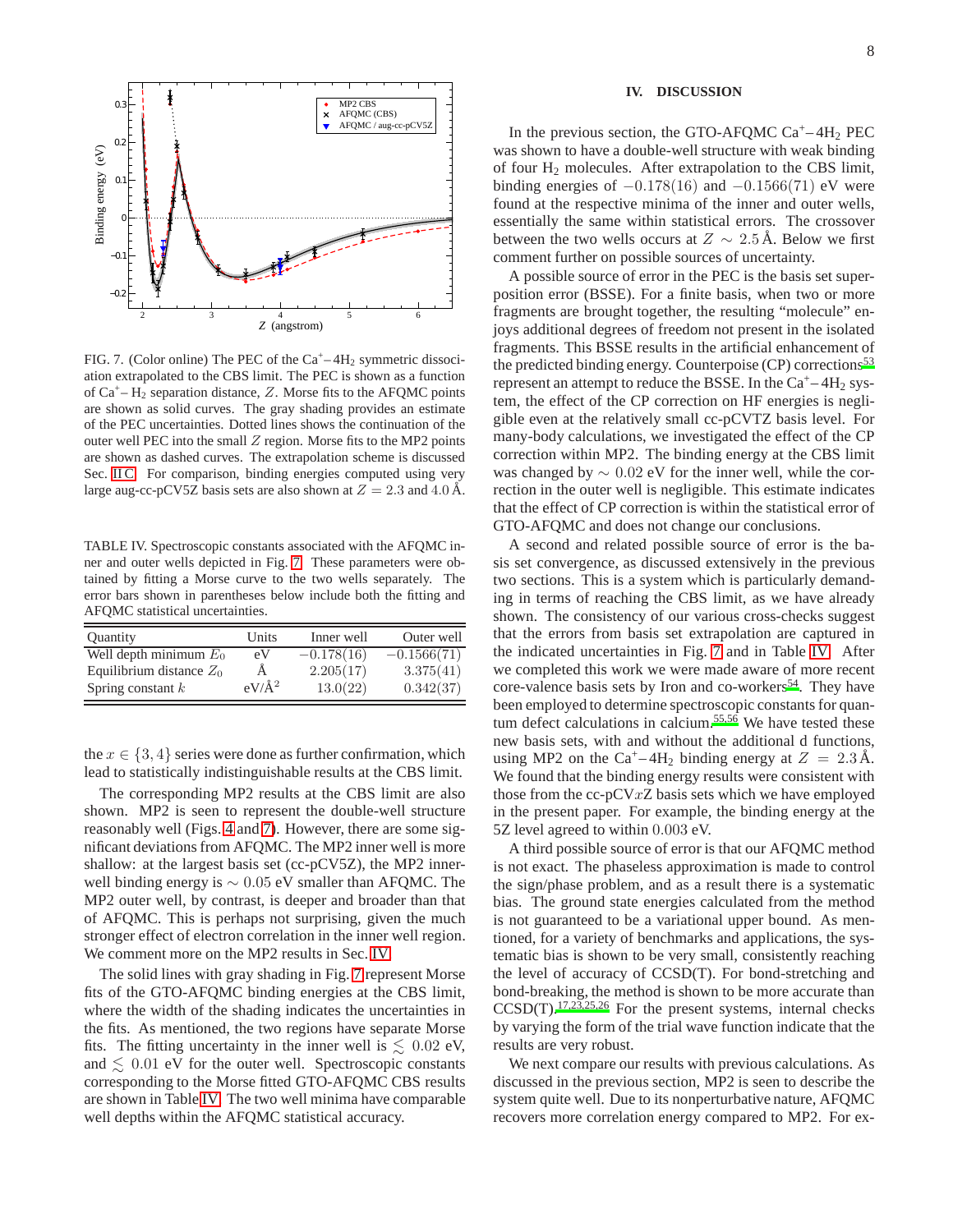FIG. 7. (Color online) The PEC of the $Ca^+ - 4H_2$ symmetric dissociation extrapolated to the CBS limit. The PEC is shown as a function of $Ca^+ - H_2$ separation distance, $Z$. Morse fits to the AFQMC points are shown as solid curves. The gray shading provides an estimate of the PEC uncertainties. Dotted lines shows the continuation of the outer well PEC into the small $Z$ region. Morse fits to the MP2 points are shown as dashed curves. The extrapolation scheme is discussed Sec. II C. For comparison, binding energies computed using very large aug-cc-pCV5Z basis sets are also shown at $Z = 2.3$ and $4.0$ Å.

TABLE IV. Spectroscopic constants associated with the AFQMC inner and outer wells depicted in Fig. 7. These parameters were obtained by fitting a Morse curve to the two wells separately. The error bars shown in parentheses below include both the fitting and AFQMC statistical uncertainties.

| Quantity | Units | Inner well | Outer well |
|---|---|---|---|
| Well depth minimum $E_0$ | eV | $-0.178(16)$ | $-0.1566(71)$ |
| Equilibrium distance $Z_0$ | Å | $2.205(17)$ | $3.375(41)$ |
| Spring constant $k$ | eV/Å$^2$ | $13.0(22)$ | $0.342(37)$ |

the $x \in \{3, 4\}$ series were done as further confirmation, which lead to statistically indistinguishable results at the CBS limit.

The corresponding MP2 results at the CBS limit are also shown. MP2 is seen to represent the double-well structure reasonably well (Figs. 4 and 7). However, there are some significant deviations from AFQMC. The MP2 inner well is more shallow: at the largest basis set (cc-pCV5Z), the MP2 inner-well binding energy is $\sim 0.05$ eV smaller than AFQMC. The MP2 outer well, by contrast, is deeper and broader than that of AFQMC. This is perhaps not surprising, given the much stronger effect of electron correlation in the inner well region. We comment more on the MP2 results in Sec. IV.

The solid lines with gray shading in Fig. 7 represent Morse fits of the GTO-AFQMC binding energies at the CBS limit, where the width of the shading indicates the uncertainties in the fits. As mentioned, the two regions have separate Morse fits. The fitting uncertainty in the inner well is $\lesssim 0.02$ eV, and $\lesssim 0.01$ eV for the outer well. Spectroscopic constants corresponding to the Morse fitted GTO-AFQMC CBS results are shown in Table IV. The two well minima have comparable well depths within the AFQMC statistical accuracy.

## IV. DISCUSSION

In the previous section, the GTO-AFQMC $Ca^+ - 4H_2$ PEC was shown to have a double-well structure with weak binding of four $H_2$ molecules. After extrapolation to the CBS limit, binding energies of $-0.178(16)$ and $-0.1566(71)$ eV were found at the respective minima of the inner and outer wells, essentially the same within statistical errors. The crossover between the two wells occurs at $Z \sim 2.5$ Å. Below we first comment further on possible sources of uncertainty.

A possible source of error in the PEC is the basis set superposition error (BSSE). For a finite basis, when two or more fragments are brought together, the resulting "molecule" enjoys additional degrees of freedom not present in the isolated fragments. This BSSE results in the artificial enhancement of the predicted binding energy. Counterpoise (CP) corrections[53] represent an attempt to reduce the BSSE. In the $Ca^+ - 4H_2$ system, the effect of the CP correction on HF energies is negligible even at the relatively small cc-pCVTZ basis level. For many-body calculations, we investigated the effect of the CP correction within MP2. The binding energy at the CBS limit was changed by $\sim 0.02$ eV for the inner well, while the correction in the outer well is negligible. This estimate indicates that the effect of CP correction is within the statistical error of GTO-AFQMC and does not change our conclusions.

A second and related possible source of error is the basis set convergence, as discussed extensively in the previous two sections. This is a system which is particularly demanding in terms of reaching the CBS limit, as we have already shown. The consistency of our various cross-checks suggest that the errors from basis set extrapolation are captured in the indicated uncertainties in Fig. 7 and in Table IV. After we completed this work we were made aware of more recent core-valence basis sets by Iron and co-workers[54]. They have been employed to determine spectroscopic constants for quantum defect calculations in calcium.[55,56] We have tested these new basis sets, with and without the additional d functions, using MP2 on the $Ca^+ - 4H_2$ binding energy at $Z = 2.3$ Å. We found that the binding energy results were consistent with those from the cc-pCV$x$Z basis sets which we have employed in the present paper. For example, the binding energy at the 5Z level agreed to within $0.003$ eV.

A third possible source of error is that our AFQMC method is not exact. The phaseless approximation is made to control the sign/phase problem, and as a result there is a systematic bias. The ground state energies calculated from the method is not guaranteed to be a variational upper bound. As mentioned, for a variety of benchmarks and applications, the systematic bias is shown to be very small, consistently reaching the level of accuracy of CCSD(T). For bond-stretching and bond-breaking, the method is shown to be more accurate than CCSD(T).[17,23,25,26] For the present systems, internal checks by varying the form of the trial wave function indicate that the results are very robust.

We next compare our results with previous calculations. As discussed in the previous section, MP2 is seen to describe the system quite well. Due to its nonperturbative nature, AFQMC recovers more correlation energy compared to MP2. For ex-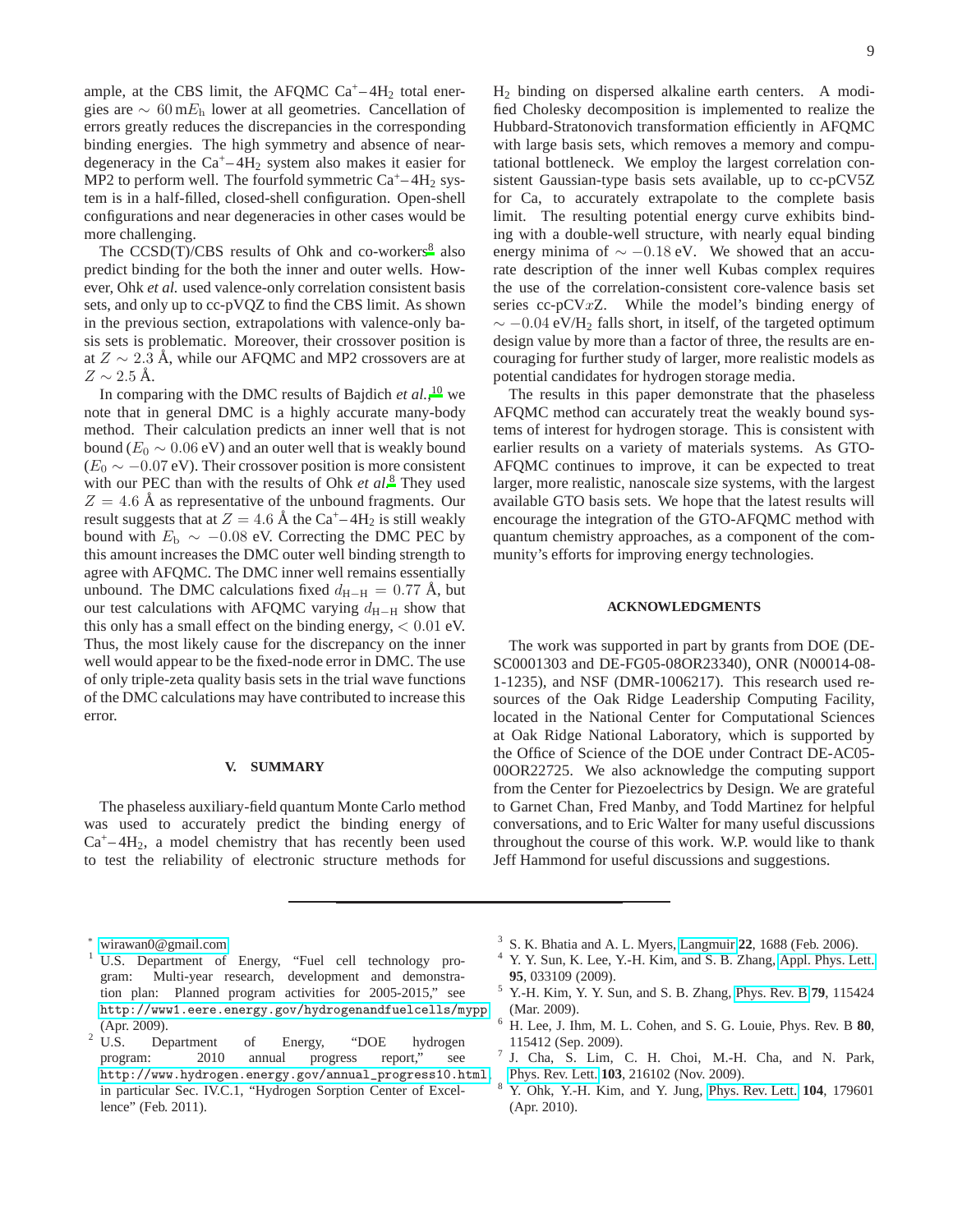ample, at the CBS limit, the AFQMC $Ca^+-4H_2$ total energies are $\sim 60\,mE_h$ lower at all geometries. Cancellation of errors greatly reduces the discrepancies in the corresponding binding energies. The high symmetry and absence of near-degeneracy in the $Ca^+-4H_2$ system also makes it easier for MP2 to perform well. The fourfold symmetric $Ca^+-4H_2$ system is in a half-filled, closed-shell configuration. Open-shell configurations and near degeneracies in other cases would be more challenging.

The CCSD(T)/CBS results of Ohk and co-workers[8] also predict binding for the both the inner and outer wells. However, Ohk *et al.* used valence-only correlation consistent basis sets, and only up to cc-pVQZ to find the CBS limit. As shown in the previous section, extrapolations with valence-only basis sets is problematic. Moreover, their crossover position is at $Z \sim 2.3$ Å, while our AFQMC and MP2 crossovers are at $Z \sim 2.5$ Å.

In comparing with the DMC results of Bajdich *et al.*,[10] we note that in general DMC is a highly accurate many-body method. Their calculation predicts an inner well that is not bound ($E_0 \sim 0.06$ eV) and an outer well that is weakly bound ($E_0 \sim -0.07$ eV). Their crossover position is more consistent with our PEC than with the results of Ohk *et al.*[8] They used $Z = 4.6$ Å as representative of the unbound fragments. Our result suggests that at $Z = 4.6$ Å the $Ca^+-4H_2$ is still weakly bound with $E_b \sim -0.08$ eV. Correcting the DMC PEC by this amount increases the DMC outer well binding strength to agree with AFQMC. The DMC inner well remains essentially unbound. The DMC calculations fixed $d_{H-H} = 0.77$ Å, but our test calculations with AFQMC varying $d_{H-H}$ show that this only has a small effect on the binding energy, $< 0.01$ eV. Thus, the most likely cause for the discrepancy on the inner well would appear to be the fixed-node error in DMC. The use of only triple-zeta quality basis sets in the trial wave functions of the DMC calculations may have contributed to increase this error.

## V. SUMMARY

The phaseless auxiliary-field quantum Monte Carlo method was used to accurately predict the binding energy of $Ca^+-4H_2$, a model chemistry that has recently been used to test the reliability of electronic structure methods for $H_2$ binding on dispersed alkaline earth centers. A modified Cholesky decomposition is implemented to realize the Hubbard-Stratonovich transformation efficiently in AFQMC with large basis sets, which removes a memory and computational bottleneck. We employ the largest correlation consistent Gaussian-type basis sets available, up to cc-pCV5Z for Ca, to accurately extrapolate to the complete basis limit. The resulting potential energy curve exhibits binding with a double-well structure, with nearly equal binding energy minima of $\sim -0.18$ eV. We showed that an accurate description of the inner well Kubas complex requires the use of the correlation-consistent core-valence basis set series cc-pCV$x$Z. While the model's binding energy of $\sim -0.04$ eV/$H_2$ falls short, in itself, of the targeted optimum design value by more than a factor of three, the results are encouraging for further study of larger, more realistic models as potential candidates for hydrogen storage media.

The results in this paper demonstrate that the phaseless AFQMC method can accurately treat the weakly bound systems of interest for hydrogen storage. This is consistent with earlier results on a variety of materials systems. As GTO-AFQMC continues to improve, it can be expected to treat larger, more realistic, nanoscale size systems, with the largest available GTO basis sets. We hope that the latest results will encourage the integration of the GTO-AFQMC method with quantum chemistry approaches, as a component of the community's efforts for improving energy technologies.

## ACKNOWLEDGMENTS

The work was supported in part by grants from DOE (DE-SC0001303 and DE-FG05-08OR23340), ONR (N00014-08-1-1235), and NSF (DMR-1006217). This research used resources of the Oak Ridge Leadership Computing Facility, located in the National Center for Computational Sciences at Oak Ridge National Laboratory, which is supported by the Office of Science of the DOE under Contract DE-AC05-00OR22725. We also acknowledge the computing support from the Center for Piezoelectrics by Design. We are grateful to Garnet Chan, Fred Manby, and Todd Martinez for helpful conversations, and to Eric Walter for many useful discussions throughout the course of this work. W.P. would like to thank Jeff Hammond for useful discussions and suggestions.

---

[*] wirawan0@gmail.com

[1] U.S. Department of Energy, "Fuel cell technology program: Multi-year research, development and demonstration plan: Planned program activities for 2005-2015," see http://www1.eere.energy.gov/hydrogenandfuelcells/mypp (Apr. 2009).

[2] U.S. Department of Energy, "DOE hydrogen program: 2010 annual progress report," see http://www.hydrogen.energy.gov/annual_progress10.html, in particular Sec. IV.C.1, "Hydrogen Sorption Center of Excellence" (Feb. 2011).

[3] S. K. Bhatia and A. L. Myers, Langmuir **22**, 1688 (Feb. 2006).

[4] Y. Y. Sun, K. Lee, Y.-H. Kim, and S. B. Zhang, Appl. Phys. Lett. **95**, 033109 (2009).

[5] Y.-H. Kim, Y. Y. Sun, and S. B. Zhang, Phys. Rev. B **79**, 115424 (Mar. 2009).

[6] H. Lee, J. Ihm, M. L. Cohen, and S. G. Louie, Phys. Rev. B **80**, 115412 (Sep. 2009).

[7] J. Cha, S. Lim, C. H. Choi, M.-H. Cha, and N. Park, Phys. Rev. Lett. **103**, 216102 (Nov. 2009).

[8] Y. Ohk, Y.-H. Kim, and Y. Jung, Phys. Rev. Lett. **104**, 179601 (Apr. 2010).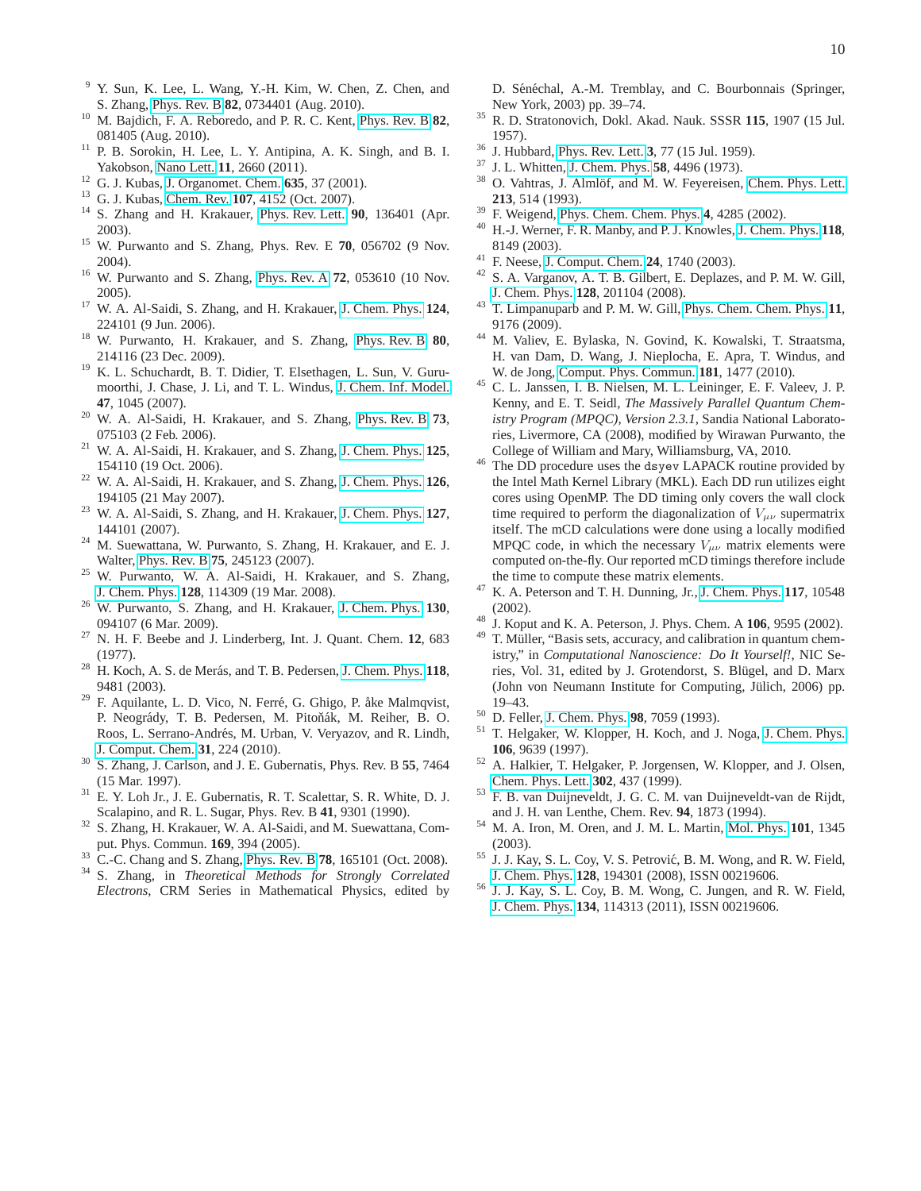[9] Y. Sun, K. Lee, L. Wang, Y.-H. Kim, W. Chen, Z. Chen, and S. Zhang, Phys. Rev. B **82**, 0734401 (Aug. 2010).

[10] M. Bajdich, F. A. Reboredo, and P. R. C. Kent, Phys. Rev. B **82**, 081405 (Aug. 2010).

[11] P. B. Sorokin, H. Lee, L. Y. Antipina, A. K. Singh, and B. I. Yakobson, Nano Lett. **11**, 2660 (2011).

[12] G. J. Kubas, J. Organomet. Chem. **635**, 37 (2001).

[13] G. J. Kubas, Chem. Rev. **107**, 4152 (Oct. 2007).

[14] S. Zhang and H. Krakauer, Phys. Rev. Lett. **90**, 136401 (Apr. 2003).

[15] W. Purwanto and S. Zhang, Phys. Rev. E **70**, 056702 (9 Nov. 2004).

[16] W. Purwanto and S. Zhang, Phys. Rev. A **72**, 053610 (10 Nov. 2005).

[17] W. A. Al-Saidi, S. Zhang, and H. Krakauer, J. Chem. Phys. **124**, 224101 (9 Jun. 2006).

[18] W. Purwanto, H. Krakauer, and S. Zhang, Phys. Rev. B **80**, 214116 (23 Dec. 2009).

[19] K. L. Schuchardt, B. T. Didier, T. Elsethagen, L. Sun, V. Gurumoorthi, J. Chase, J. Li, and T. L. Windus, J. Chem. Inf. Model. **47**, 1045 (2007).

[20] W. A. Al-Saidi, H. Krakauer, and S. Zhang, Phys. Rev. B **73**, 075103 (2 Feb. 2006).

[21] W. A. Al-Saidi, H. Krakauer, and S. Zhang, J. Chem. Phys. **125**, 154110 (19 Oct. 2006).

[22] W. A. Al-Saidi, H. Krakauer, and S. Zhang, J. Chem. Phys. **126**, 194105 (21 May 2007).

[23] W. A. Al-Saidi, S. Zhang, and H. Krakauer, J. Chem. Phys. **127**, 144101 (2007).

[24] M. Suewattana, W. Purwanto, S. Zhang, H. Krakauer, and E. J. Walter, Phys. Rev. B **75**, 245123 (2007).

[25] W. Purwanto, W. A. Al-Saidi, H. Krakauer, and S. Zhang, J. Chem. Phys. **128**, 114309 (19 Mar. 2008).

[26] W. Purwanto, S. Zhang, and H. Krakauer, J. Chem. Phys. **130**, 094107 (6 Mar. 2009).

[27] N. H. F. Beebe and J. Linderberg, Int. J. Quant. Chem. **12**, 683 (1977).

[28] H. Koch, A. S. de Merás, and T. B. Pedersen, J. Chem. Phys. **118**, 9481 (2003).

[29] F. Aquilante, L. D. Vico, N. Ferré, G. Ghigo, P. åke Malmqvist, P. Neogrády, T. B. Pedersen, M. Pitoňák, M. Reiher, B. O. Roos, L. Serrano-Andrés, M. Urban, V. Veryazov, and R. Lindh, J. Comput. Chem. **31**, 224 (2010).

[30] S. Zhang, J. Carlson, and J. E. Gubernatis, Phys. Rev. B **55**, 7464 (15 Mar. 1997).

[31] E. Y. Loh Jr., J. E. Gubernatis, R. T. Scalettar, S. R. White, D. J. Scalapino, and R. L. Sugar, Phys. Rev. B **41**, 9301 (1990).

[32] S. Zhang, H. Krakauer, W. A. Al-Saidi, and M. Suewattana, Comput. Phys. Commun. **169**, 394 (2005).

[33] C.-C. Chang and S. Zhang, Phys. Rev. B **78**, 165101 (Oct. 2008).

[34] S. Zhang, in *Theoretical Methods for Strongly Correlated Electrons*, CRM Series in Mathematical Physics, edited by D. Sénéchal, A.-M. Tremblay, and C. Bourbonnais (Springer, New York, 2003) pp. 39–74.

[35] R. D. Stratonovich, Dokl. Akad. Nauk. SSSR **115**, 1907 (15 Jul. 1957).

[36] J. Hubbard, Phys. Rev. Lett. **3**, 77 (15 Jul. 1959).

[37] J. L. Whitten, J. Chem. Phys. **58**, 4496 (1973).

[38] O. Vahtras, J. Almlöf, and M. W. Feyereisen, Chem. Phys. Lett. **213**, 514 (1993).

[39] F. Weigend, Phys. Chem. Chem. Phys. **4**, 4285 (2002).

[40] H.-J. Werner, F. R. Manby, and P. J. Knowles, J. Chem. Phys. **118**, 8149 (2003).

[41] F. Neese, J. Comput. Chem. **24**, 1740 (2003).

[42] S. A. Varganov, A. T. B. Gilbert, E. Deplazes, and P. M. W. Gill, J. Chem. Phys. **128**, 201104 (2008).

[43] T. Limpanuparb and P. M. W. Gill, Phys. Chem. Chem. Phys. **11**, 9176 (2009).

[44] M. Valiev, E. Bylaska, N. Govind, K. Kowalski, T. Straatsma, H. van Dam, D. Wang, J. Nieplocha, E. Apra, T. Windus, and W. de Jong, Comput. Phys. Commun. **181**, 1477 (2010).

[45] C. L. Janssen, I. B. Nielsen, M. L. Leininger, E. F. Valeev, J. P. Kenny, and E. T. Seidl, *The Massively Parallel Quantum Chemistry Program (MPQC), Version 2.3.1*, Sandia National Laboratories, Livermore, CA (2008), modified by Wirawan Purwanto, the College of William and Mary, Williamsburg, VA, 2010.

[46] The DD procedure uses the `dsyev` LAPACK routine provided by the Intel Math Kernel Library (MKL). Each DD run utilizes eight cores using OpenMP. The DD timing only covers the wall clock time required to perform the diagonalization of $V_{\mu\nu}$ supermatrix itself. The mCD calculations were done using a locally modified MPQC code, in which the necessary $V_{\mu\nu}$ matrix elements were computed on-the-fly. Our reported mCD timings therefore include the time to compute these matrix elements.

[47] K. A. Peterson and T. H. Dunning, Jr., J. Chem. Phys. **117**, 10548 (2002).

[48] J. Koput and K. A. Peterson, J. Phys. Chem. A **106**, 9595 (2002).

[49] T. Müller, "Basis sets, accuracy, and calibration in quantum chemistry," in *Computational Nanoscience: Do It Yourself!*, NIC Series, Vol. 31, edited by J. Grotendorst, S. Blügel, and D. Marx (John von Neumann Institute for Computing, Jülich, 2006) pp. 19–43.

[50] D. Feller, J. Chem. Phys. **98**, 7059 (1993).

[51] T. Helgaker, W. Klopper, H. Koch, and J. Noga, J. Chem. Phys. **106**, 9639 (1997).

[52] A. Halkier, T. Helgaker, P. Jorgensen, W. Klopper, and J. Olsen, Chem. Phys. Lett. **302**, 437 (1999).

[53] F. B. van Duijneveldt, J. G. C. M. van Duijneveldt-van de Rijdt, and J. H. van Lenthe, Chem. Rev. **94**, 1873 (1994).

[54] M. A. Iron, M. Oren, and J. M. L. Martin, Mol. Phys. **101**, 1345 (2003).

[55] J. J. Kay, S. L. Coy, V. S. Petrović, B. M. Wong, and R. W. Field, J. Chem. Phys. **128**, 194301 (2008), ISSN 00219606.

[56] J. J. Kay, S. L. Coy, B. M. Wong, C. Jungen, and R. W. Field, J. Chem. Phys. **134**, 114313 (2011), ISSN 00219606.